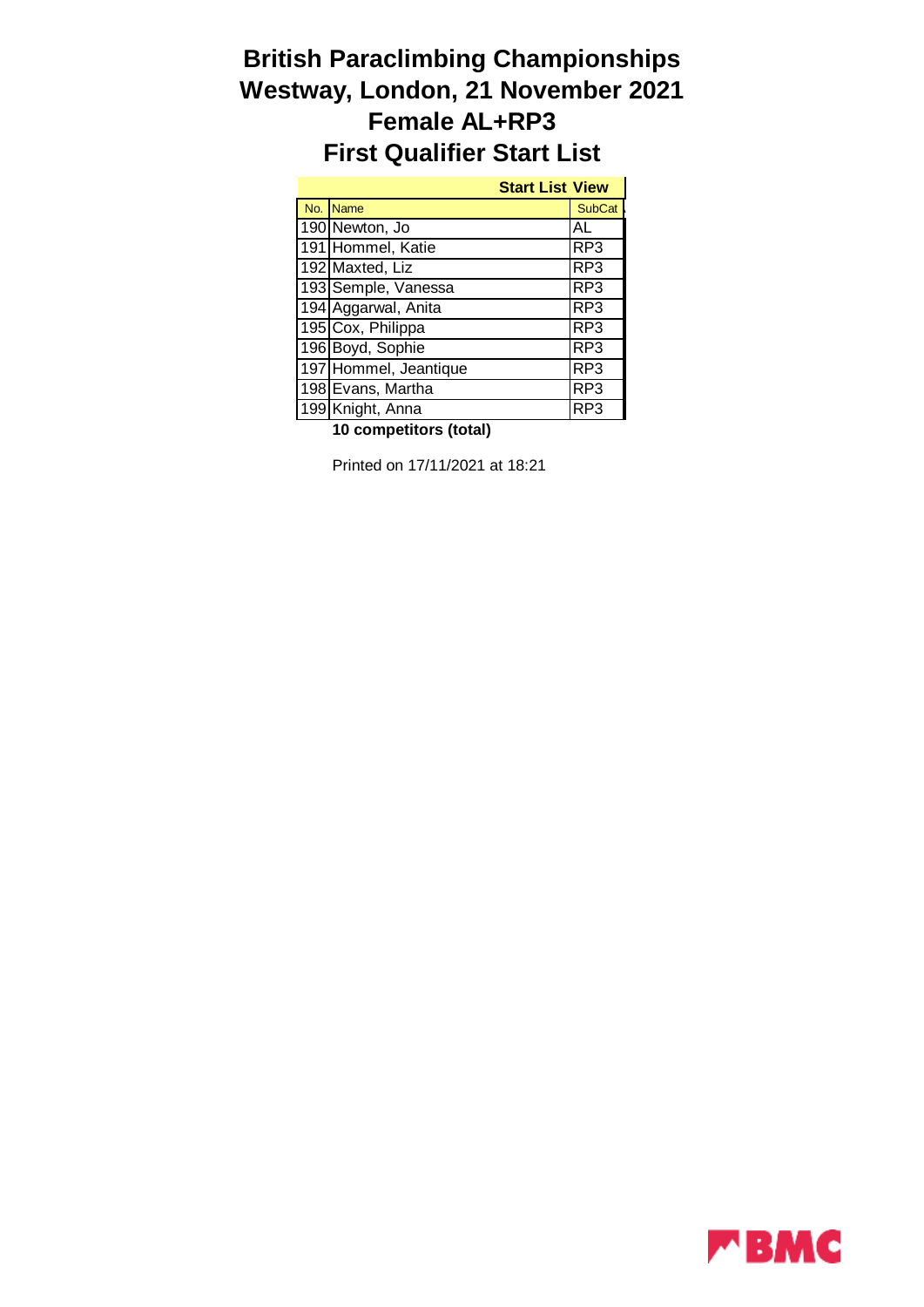# British Paraclimbing Championships
# Westway, London, 21 November 2021
# Female AL+RP3
# First Qualifier Start List

| Start List View | | |
|---|---|---|
| No. | Name | SubCat |
| 190 | Newton, Jo | AL |
| 191 | Hommel, Katie | RP3 |
| 192 | Maxted, Liz | RP3 |
| 193 | Semple, Vanessa | RP3 |
| 194 | Aggarwal, Anita | RP3 |
| 195 | Cox, Philippa | RP3 |
| 196 | Boyd, Sophie | RP3 |
| 197 | Hommel, Jeantique | RP3 |
| 198 | Evans, Martha | RP3 |
| 199 | Knight, Anna | RP3 |

**10 competitors (total)**

Printed on 17/11/2021 at 18:21

BMC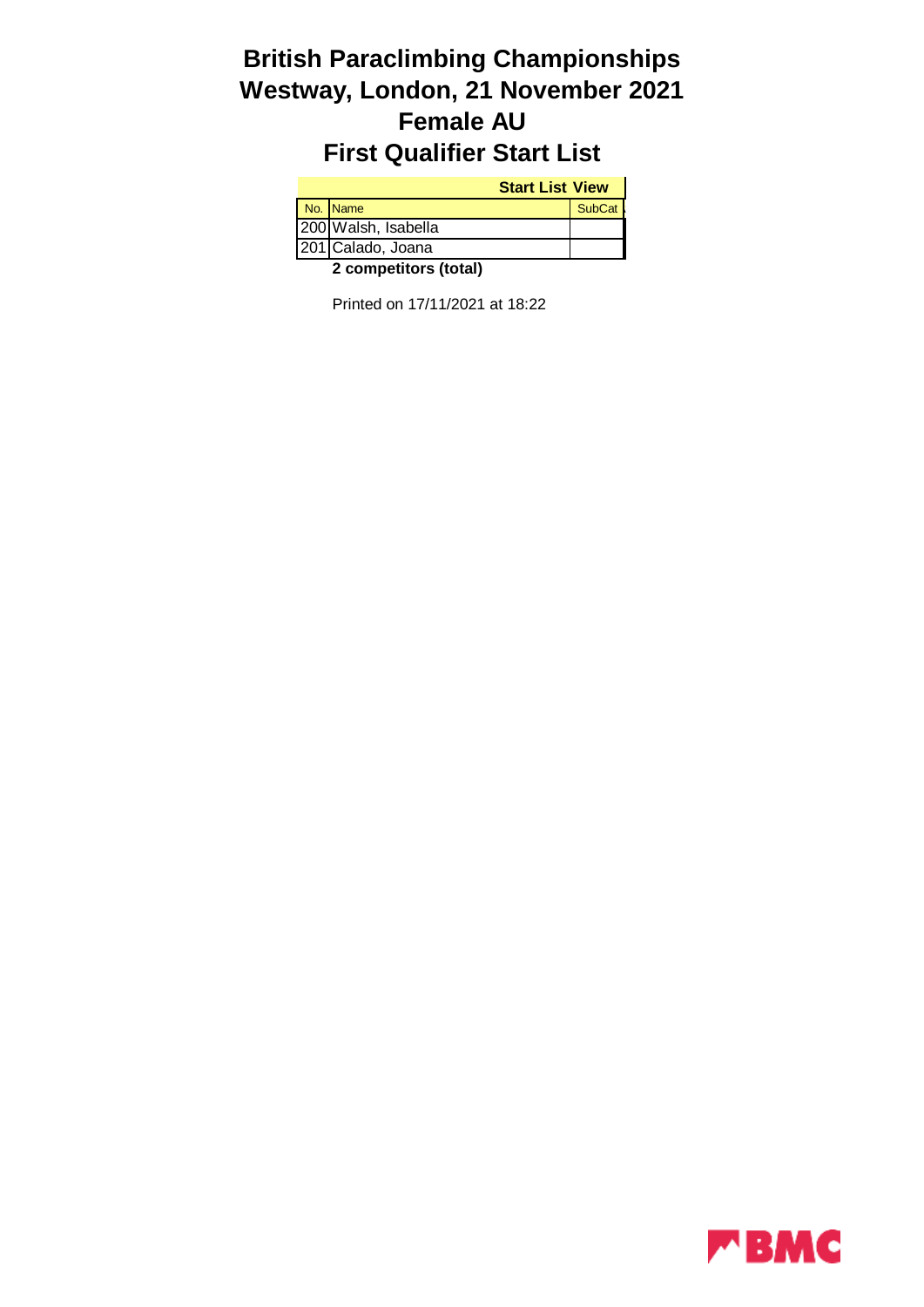# British Paraclimbing Championships
# Westway, London, 21 November 2021
# Female AU
# First Qualifier Start List

| Start List View | | |
|---|---|---|
| No. | Name | SubCat |
| 200 | Walsh, Isabella | |
| 201 | Calado, Joana | |

**2 competitors (total)**

Printed on 17/11/2021 at 18:22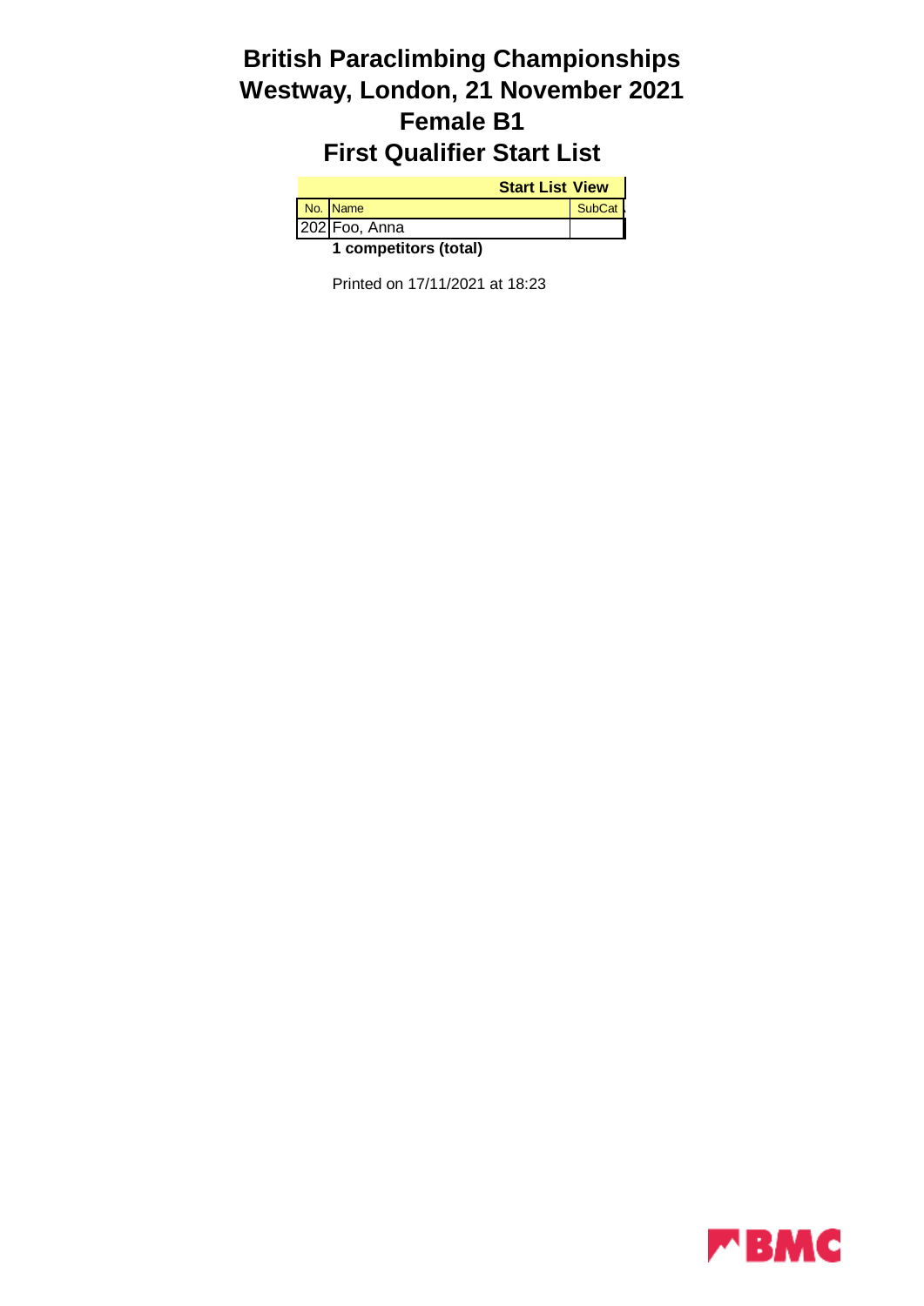# British Paraclimbing Championships
# Westway, London, 21 November 2021
# Female B1
# First Qualifier Start List

| Start List View | | |
|---|---|---|
| No. | Name | SubCat |
| 202 | Foo, Anna | |

**1 competitors (total)**

Printed on 17/11/2021 at 18:23

BMC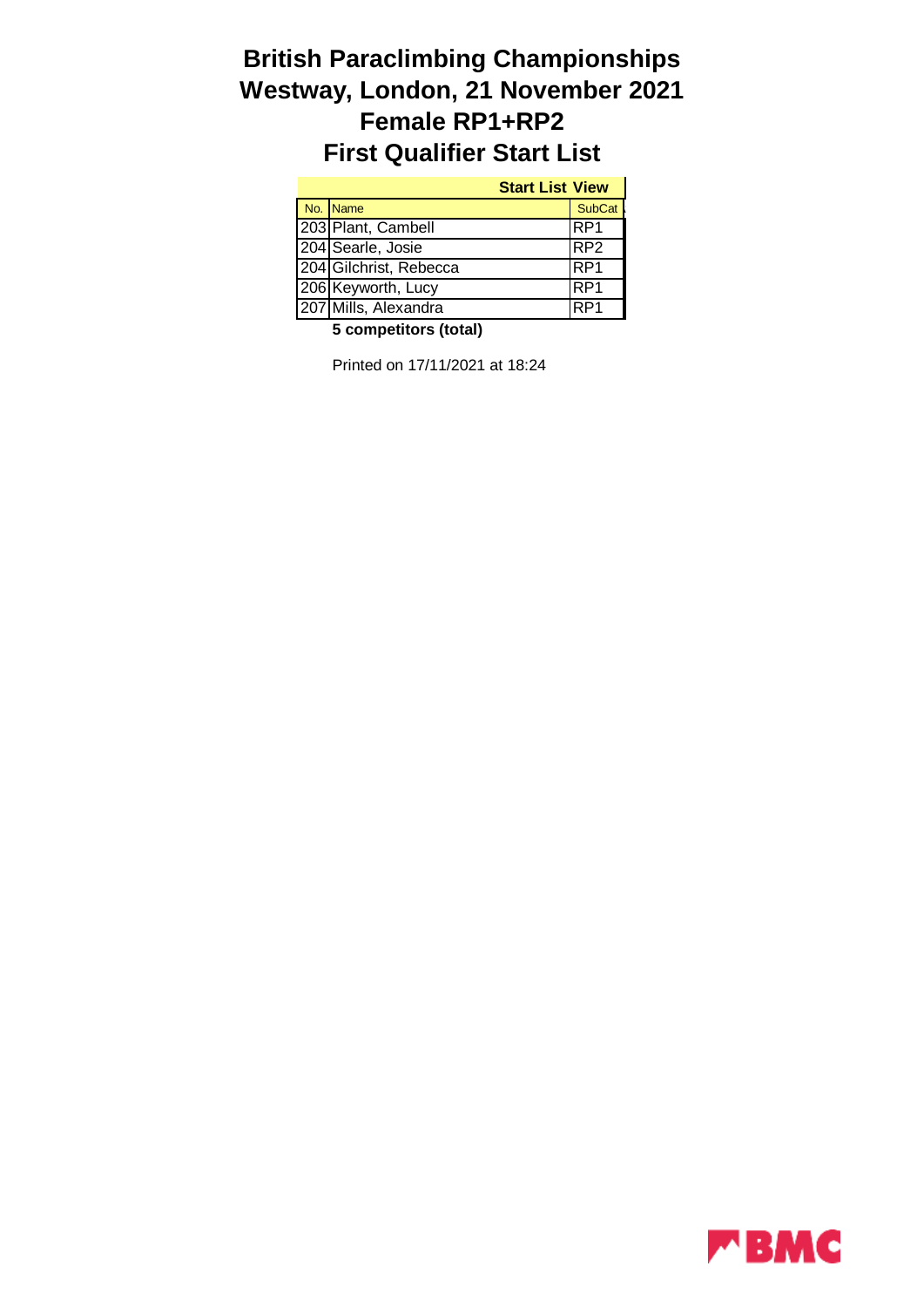# British Paraclimbing Championships
# Westway, London, 21 November 2021
# Female RP1+RP2
# First Qualifier Start List

| Start List View | | |
|---|---|---|
| No. | Name | SubCat |
| 203 | Plant, Cambell | RP1 |
| 204 | Searle, Josie | RP2 |
| 204 | Gilchrist, Rebecca | RP1 |
| 206 | Keyworth, Lucy | RP1 |
| 207 | Mills, Alexandra | RP1 |

**5 competitors (total)**

Printed on 17/11/2021 at 18:24

BMC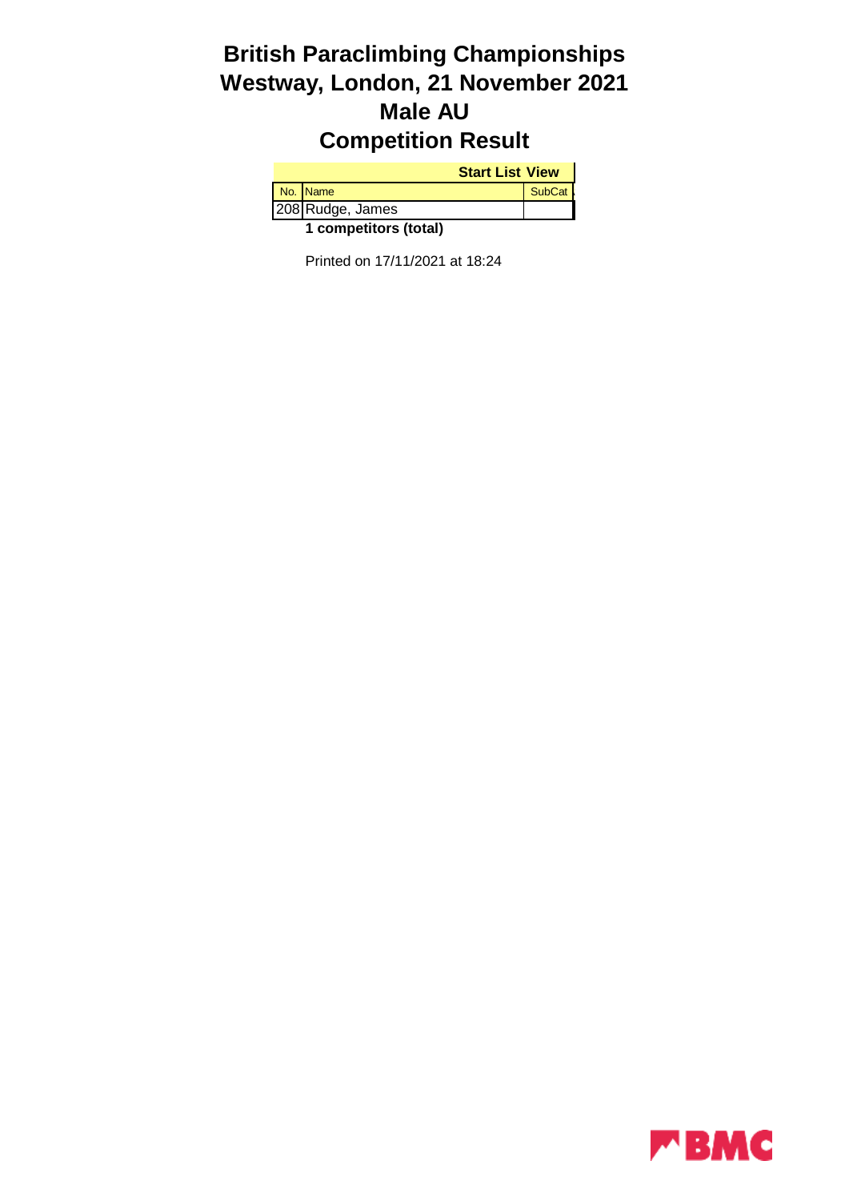# British Paraclimbing Championships
# Westway, London, 21 November 2021
# Male AU
# Competition Result

| Start List View | | |
|---|---|---|
| No. | Name | SubCat |
| 208 | Rudge, James | |

**1 competitors (total)**

Printed on 17/11/2021 at 18:24

BMC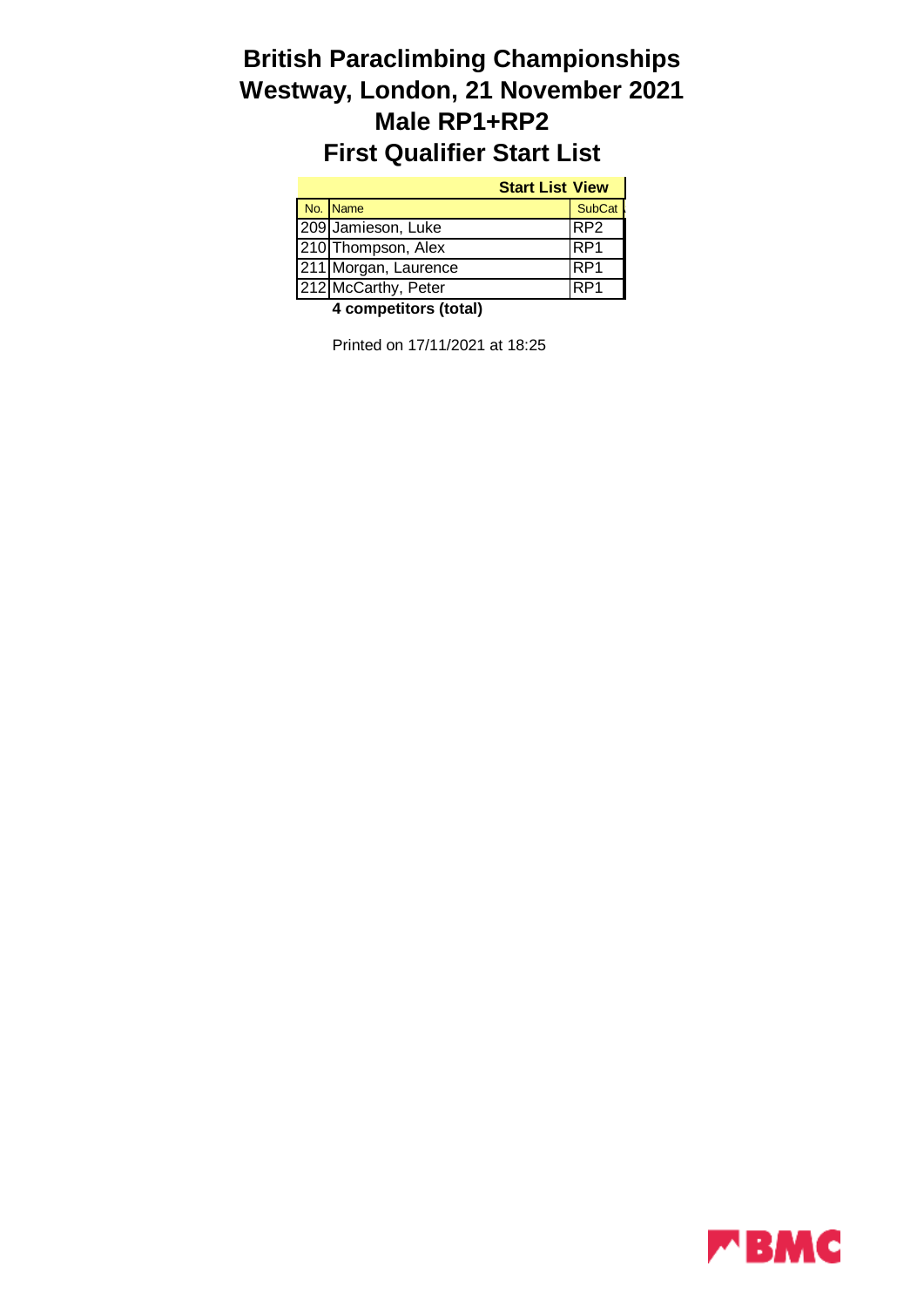# British Paraclimbing Championships
# Westway, London, 21 November 2021
# Male RP1+RP2
# First Qualifier Start List

**Start List View**

| No. | Name | SubCat |
|---|---|---|
| 209 | Jamieson, Luke | RP2 |
| 210 | Thompson, Alex | RP1 |
| 211 | Morgan, Laurence | RP1 |
| 212 | McCarthy, Peter | RP1 |

**4 competitors (total)**

Printed on 17/11/2021 at 18:25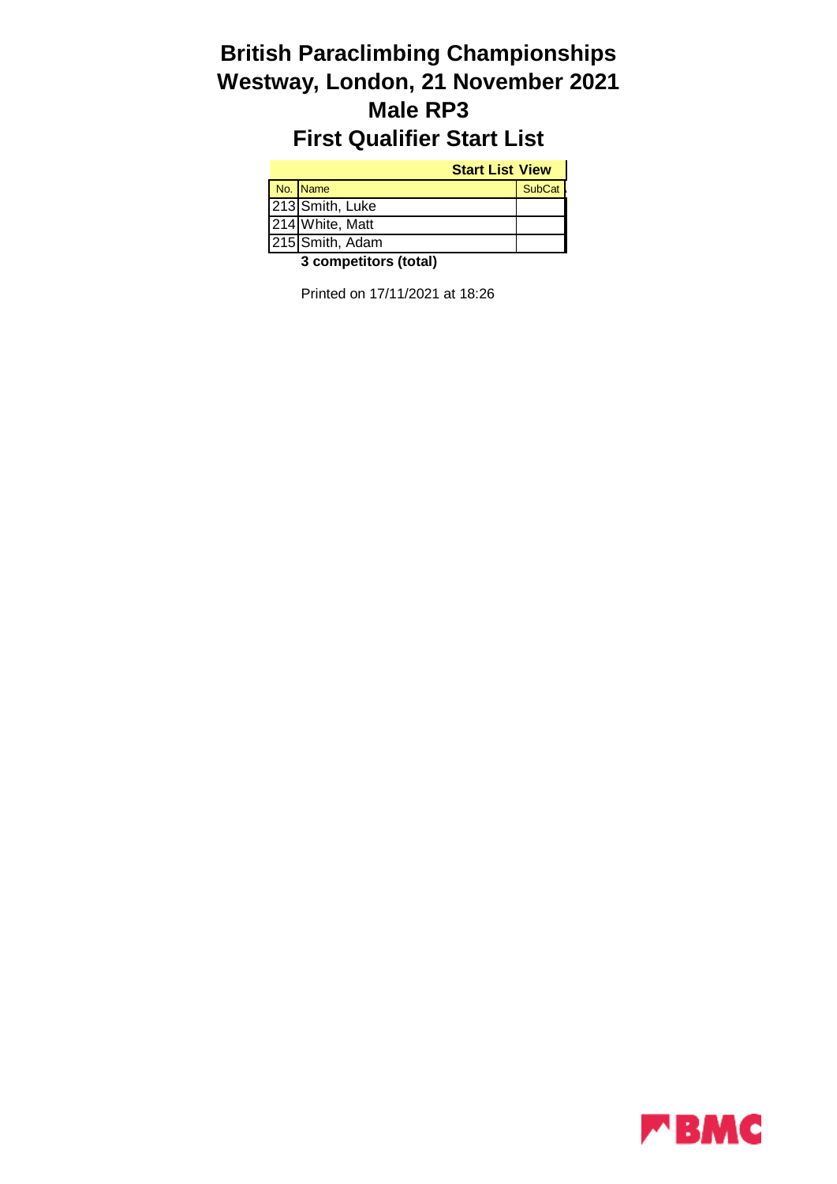# British Paraclimbing Championships
# Westway, London, 21 November 2021
# Male RP3
# First Qualifier Start List

| | Start List View | |
|---|---|---|
| No. | Name | SubCat |
| 213 | Smith, Luke | |
| 214 | White, Matt | |
| 215 | Smith, Adam | |

**3 competitors (total)**

Printed on 17/11/2021 at 18:26

BMC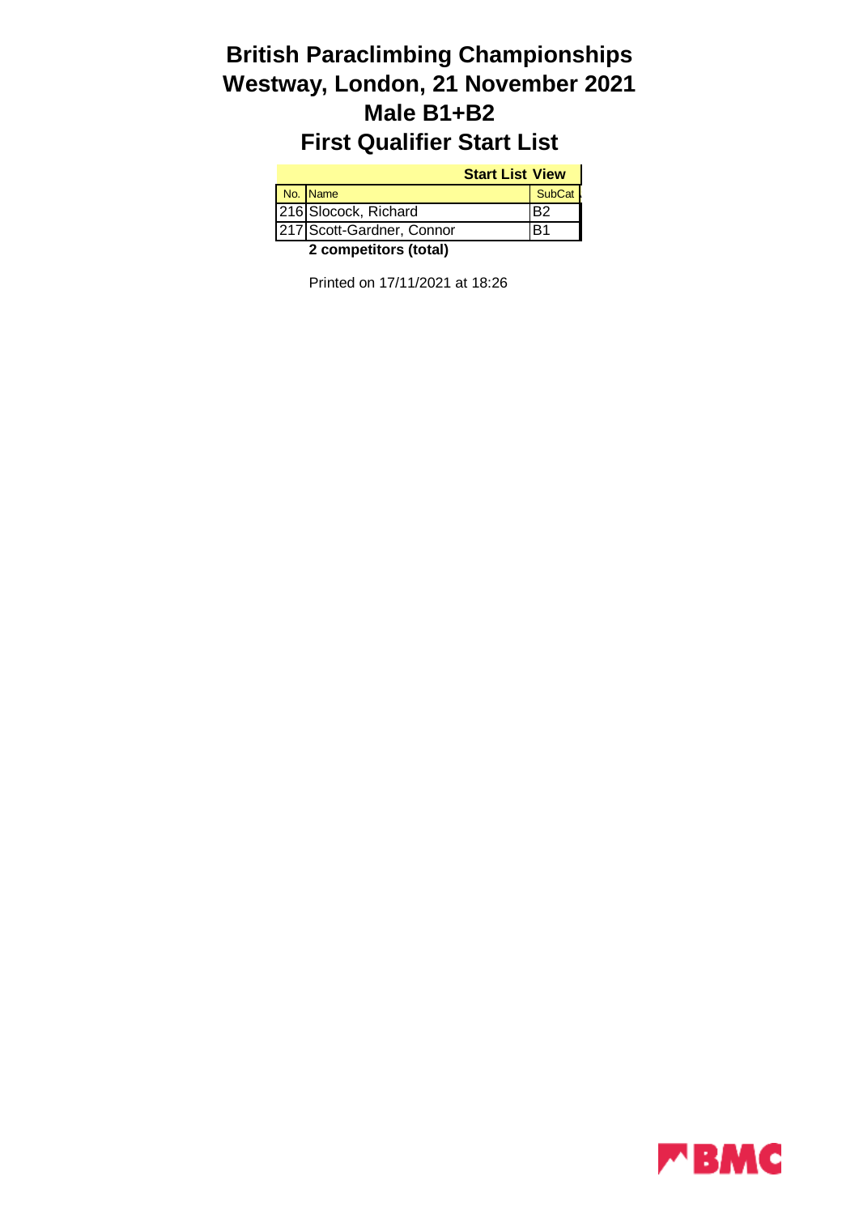# British Paraclimbing Championships
# Westway, London, 21 November 2021
# Male B1+B2
# First Qualifier Start List

| Start List View | | |
|---|---|---|
| No. | Name | SubCat |
| 216 | Slocock, Richard | B2 |
| 217 | Scott-Gardner, Connor | B1 |

**2 competitors (total)**

Printed on 17/11/2021 at 18:26

BMC